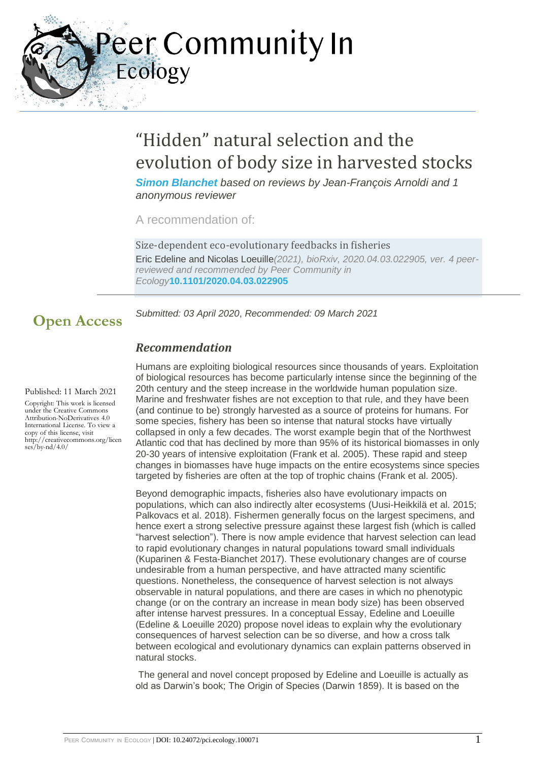# "Hidden" natural selection and the evolution of body size in harvested stocks

***Simon Blanchet*** *based on reviews by Jean-François Arnoldi and 1 anonymous reviewer*

A recommendation of:

Size-dependent eco-evolutionary feedbacks in fisheries
Eric Edeline and Nicolas Loeuille *(2021), bioRxiv, 2020.04.03.022905, ver. 4 peer-reviewed and recommended by Peer Community in Ecology* **10.1101/2020.04.03.022905**

**Open Access**

*Submitted: 03 April 2020, Recommended: 09 March 2021*

Published: 11 March 2021

Copyright: This work is licensed under the Creative Commons Attribution-NoDerivatives 4.0 International License. To view a copy of this license, visit http://creativecommons.org/licenses/by-nd/4.0/

## *Recommendation*

Humans are exploiting biological resources since thousands of years. Exploitation of biological resources has become particularly intense since the beginning of the 20th century and the steep increase in the worldwide human population size. Marine and freshwater fishes are not exception to that rule, and they have been (and continue to be) strongly harvested as a source of proteins for humans. For some species, fishery has been so intense that natural stocks have virtually collapsed in only a few decades. The worst example begin that of the Northwest Atlantic cod that has declined by more than 95% of its historical biomasses in only 20-30 years of intensive exploitation (Frank et al. 2005). These rapid and steep changes in biomasses have huge impacts on the entire ecosystems since species targeted by fisheries are often at the top of trophic chains (Frank et al. 2005).

Beyond demographic impacts, fisheries also have evolutionary impacts on populations, which can also indirectly alter ecosystems (Uusi-Heikkilä et al. 2015; Palkovacs et al. 2018). Fishermen generally focus on the largest specimens, and hence exert a strong selective pressure against these largest fish (which is called "harvest selection"). There is now ample evidence that harvest selection can lead to rapid evolutionary changes in natural populations toward small individuals (Kuparinen & Festa-Bianchet 2017). These evolutionary changes are of course undesirable from a human perspective, and have attracted many scientific questions. Nonetheless, the consequence of harvest selection is not always observable in natural populations, and there are cases in which no phenotypic change (or on the contrary an increase in mean body size) has been observed after intense harvest pressures. In a conceptual Essay, Edeline and Loeuille (Edeline & Loeuille 2020) propose novel ideas to explain why the evolutionary consequences of harvest selection can be so diverse, and how a cross talk between ecological and evolutionary dynamics can explain patterns observed in natural stocks.

The general and novel concept proposed by Edeline and Loeuille is actually as old as Darwin's book; The Origin of Species (Darwin 1859). It is based on the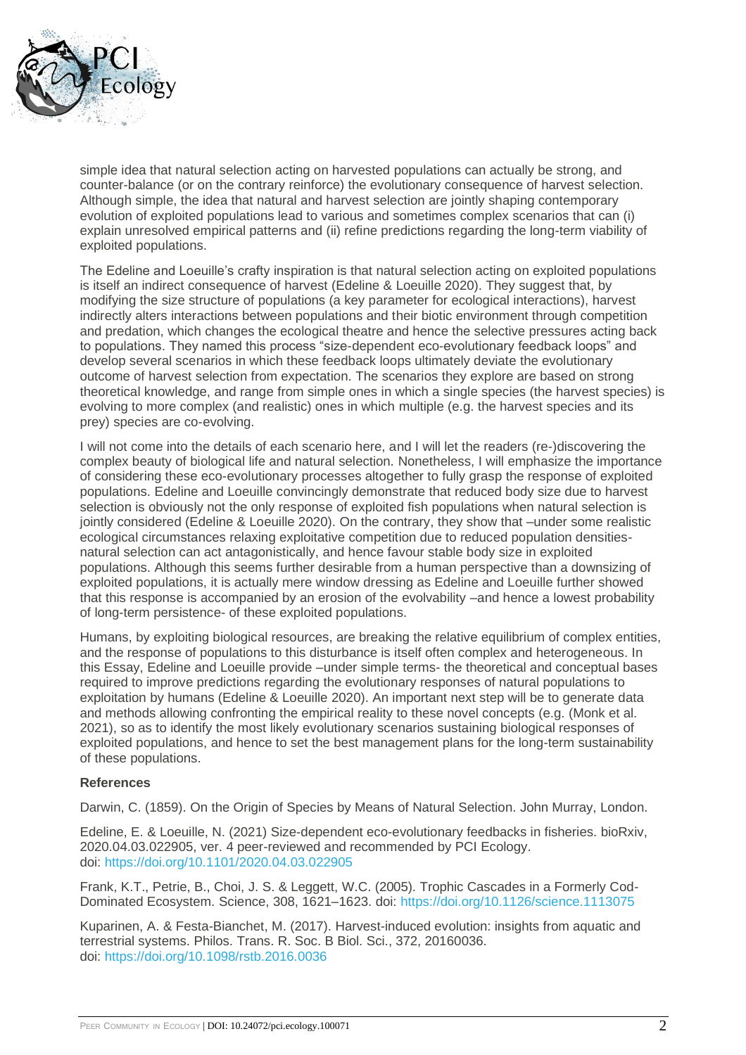simple idea that natural selection acting on harvested populations can actually be strong, and counter-balance (or on the contrary reinforce) the evolutionary consequence of harvest selection. Although simple, the idea that natural and harvest selection are jointly shaping contemporary evolution of exploited populations lead to various and sometimes complex scenarios that can (i) explain unresolved empirical patterns and (ii) refine predictions regarding the long-term viability of exploited populations.

The Edeline and Loeuille's crafty inspiration is that natural selection acting on exploited populations is itself an indirect consequence of harvest (Edeline & Loeuille 2020). They suggest that, by modifying the size structure of populations (a key parameter for ecological interactions), harvest indirectly alters interactions between populations and their biotic environment through competition and predation, which changes the ecological theatre and hence the selective pressures acting back to populations. They named this process "size-dependent eco-evolutionary feedback loops" and develop several scenarios in which these feedback loops ultimately deviate the evolutionary outcome of harvest selection from expectation. The scenarios they explore are based on strong theoretical knowledge, and range from simple ones in which a single species (the harvest species) is evolving to more complex (and realistic) ones in which multiple (e.g. the harvest species and its prey) species are co-evolving.

I will not come into the details of each scenario here, and I will let the readers (re-)discovering the complex beauty of biological life and natural selection. Nonetheless, I will emphasize the importance of considering these eco-evolutionary processes altogether to fully grasp the response of exploited populations. Edeline and Loeuille convincingly demonstrate that reduced body size due to harvest selection is obviously not the only response of exploited fish populations when natural selection is jointly considered (Edeline & Loeuille 2020). On the contrary, they show that –under some realistic ecological circumstances relaxing exploitative competition due to reduced population densities-natural selection can act antagonistically, and hence favour stable body size in exploited populations. Although this seems further desirable from a human perspective than a downsizing of exploited populations, it is actually mere window dressing as Edeline and Loeuille further showed that this response is accompanied by an erosion of the evolvability –and hence a lowest probability of long-term persistence- of these exploited populations.

Humans, by exploiting biological resources, are breaking the relative equilibrium of complex entities, and the response of populations to this disturbance is itself often complex and heterogeneous. In this Essay, Edeline and Loeuille provide –under simple terms- the theoretical and conceptual bases required to improve predictions regarding the evolutionary responses of natural populations to exploitation by humans (Edeline & Loeuille 2020). An important next step will be to generate data and methods allowing confronting the empirical reality to these novel concepts (e.g. (Monk et al. 2021), so as to identify the most likely evolutionary scenarios sustaining biological responses of exploited populations, and hence to set the best management plans for the long-term sustainability of these populations.

#### References

Darwin, C. (1859). On the Origin of Species by Means of Natural Selection. John Murray, London.

Edeline, E. & Loeuille, N. (2021) Size-dependent eco-evolutionary feedbacks in fisheries. bioRxiv, 2020.04.03.022905, ver. 4 peer-reviewed and recommended by PCI Ecology. doi: https://doi.org/10.1101/2020.04.03.022905

Frank, K.T., Petrie, B., Choi, J. S. & Leggett, W.C. (2005). Trophic Cascades in a Formerly Cod-Dominated Ecosystem. Science, 308, 1621–1623. doi: https://doi.org/10.1126/science.1113075

Kuparinen, A. & Festa-Bianchet, M. (2017). Harvest-induced evolution: insights from aquatic and terrestrial systems. Philos. Trans. R. Soc. B Biol. Sci., 372, 20160036. doi: https://doi.org/10.1098/rstb.2016.0036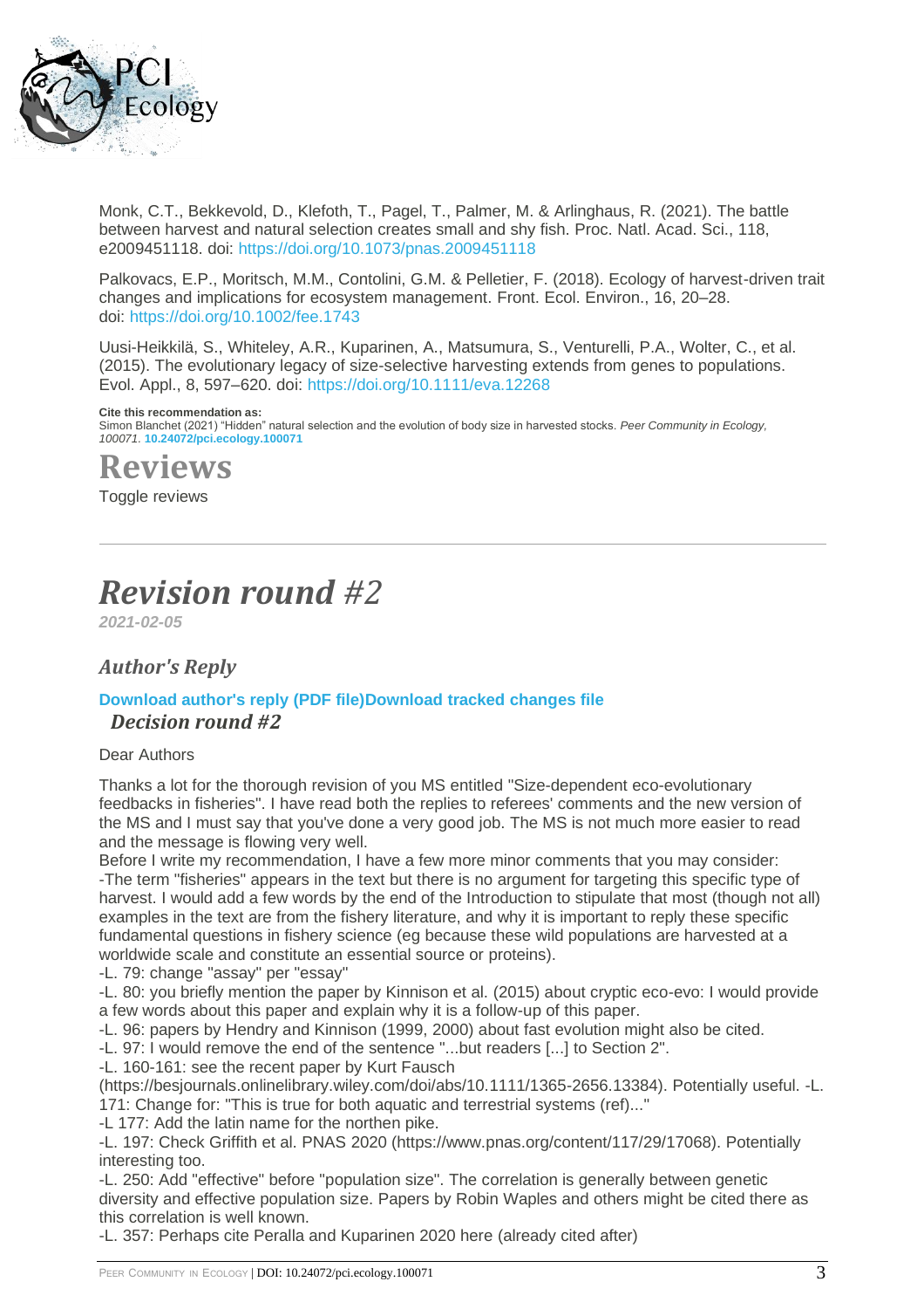Monk, C.T., Bekkevold, D., Klefoth, T., Pagel, T., Palmer, M. & Arlinghaus, R. (2021). The battle between harvest and natural selection creates small and shy fish. Proc. Natl. Acad. Sci., 118, e2009451118. doi: https://doi.org/10.1073/pnas.2009451118

Palkovacs, E.P., Moritsch, M.M., Contolini, G.M. & Pelletier, F. (2018). Ecology of harvest-driven trait changes and implications for ecosystem management. Front. Ecol. Environ., 16, 20–28. doi: https://doi.org/10.1002/fee.1743

Uusi-Heikkilä, S., Whiteley, A.R., Kuparinen, A., Matsumura, S., Venturelli, P.A., Wolter, C., et al. (2015). The evolutionary legacy of size-selective harvesting extends from genes to populations. Evol. Appl., 8, 597–620. doi: https://doi.org/10.1111/eva.12268

**Cite this recommendation as:**
Simon Blanchet (2021) "Hidden" natural selection and the evolution of body size in harvested stocks. *Peer Community in Ecology, 100071.* **10.24072/pci.ecology.100071**

# Reviews

Toggle reviews

## *Revision round #2*

*2021-02-05*

### *Author's Reply*

**Download author's reply (PDF file)Download tracked changes file**

### *Decision round #2*

Dear Authors

Thanks a lot for the thorough revision of you MS entitled "Size-dependent eco-evolutionary feedbacks in fisheries". I have read both the replies to referees' comments and the new version of the MS and I must say that you've done a very good job. The MS is not much more easier to read and the message is flowing very well.

Before I write my recommendation, I have a few more minor comments that you may consider:
-The term "fisheries" appears in the text but there is no argument for targeting this specific type of harvest. I would add a few words by the end of the Introduction to stipulate that most (though not all) examples in the text are from the fishery literature, and why it is important to reply these specific fundamental questions in fishery science (eg because these wild populations are harvested at a worldwide scale and constitute an essential source or proteins).
-L. 79: change "assay" per "essay"
-L. 80: you briefly mention the paper by Kinnison et al. (2015) about cryptic eco-evo: I would provide a few words about this paper and explain why it is a follow-up of this paper.
-L. 96: papers by Hendry and Kinnison (1999, 2000) about fast evolution might also be cited.
-L. 97: I would remove the end of the sentence "...but readers [...] to Section 2".
-L. 160-161: see the recent paper by Kurt Fausch (https://besjournals.onlinelibrary.wiley.com/doi/abs/10.1111/1365-2656.13384). Potentially useful. -L. 171: Change for: "This is true for both aquatic and terrestrial systems (ref)..."
-L 177: Add the latin name for the northen pike.
-L. 197: Check Griffith et al. PNAS 2020 (https://www.pnas.org/content/117/29/17068). Potentially interesting too.
-L. 250: Add "effective" before "population size". The correlation is generally between genetic diversity and effective population size. Papers by Robin Waples and others might be cited there as this correlation is well known.
-L. 357: Perhaps cite Peralla and Kuparinen 2020 here (already cited after)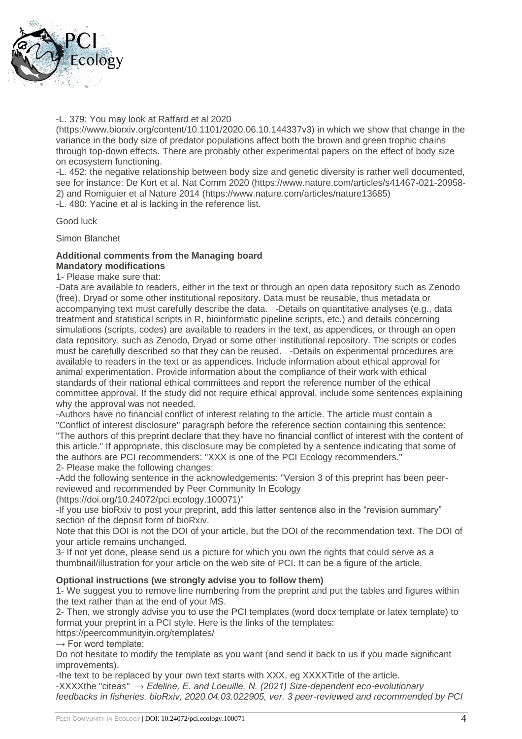-L. 379: You may look at Raffard et al 2020 (https://www.biorxiv.org/content/10.1101/2020.06.10.144337v3) in which we show that change in the variance in the body size of predator populations affect both the brown and green trophic chains through top-down effects. There are probably other experimental papers on the effect of body size on ecosystem functioning.

-L. 452: the negative relationship between body size and genetic diversity is rather well documented, see for instance: De Kort et al. Nat Comm 2020 (https://www.nature.com/articles/s41467-021-20958-2) and Romiguier et al Nature 2014 (https://www.nature.com/articles/nature13685)

-L. 480: Yacine et al is lacking in the reference list.

Good luck

Simon Blanchet

**Additional comments from the Managing board**

**Mandatory modifications**

1- Please make sure that:

-Data are available to readers, either in the text or through an open data repository such as Zenodo (free), Dryad or some other institutional repository. Data must be reusable, thus metadata or accompanying text must carefully describe the data. -Details on quantitative analyses (e.g., data treatment and statistical scripts in R, bioinformatic pipeline scripts, etc.) and details concerning simulations (scripts, codes) are available to readers in the text, as appendices, or through an open data repository, such as Zenodo, Dryad or some other institutional repository. The scripts or codes must be carefully described so that they can be reused. -Details on experimental procedures are available to readers in the text or as appendices. Include information about ethical approval for animal experimentation. Provide information about the compliance of their work with ethical standards of their national ethical committees and report the reference number of the ethical committee approval. If the study did not require ethical approval, include some sentences explaining why the approval was not needed.

-Authors have no financial conflict of interest relating to the article. The article must contain a "Conflict of interest disclosure" paragraph before the reference section containing this sentence: "The authors of this preprint declare that they have no financial conflict of interest with the content of this article." If appropriate, this disclosure may be completed by a sentence indicating that some of the authors are PCI recommenders: "XXX is one of the PCI Ecology recommenders."

2- Please make the following changes:

-Add the following sentence in the acknowledgements: "Version 3 of this preprint has been peer-reviewed and recommended by Peer Community In Ecology (https://doi.org/10.24072/pci.ecology.100071)"

-If you use bioRxiv to post your preprint, add this latter sentence also in the "revision summary" section of the deposit form of bioRxiv.

Note that this DOI is not the DOI of your article, but the DOI of the recommendation text. The DOI of your article remains unchanged.

3- If not yet done, please send us a picture for which you own the rights that could serve as a thumbnail/illustration for your article on the web site of PCI. It can be a figure of the article.

**Optional instructions (we strongly advise you to follow them)**

1- We suggest you to remove line numbering from the preprint and put the tables and figures within the text rather than at the end of your MS.

2- Then, we strongly advise you to use the PCI templates (word docx template or latex template) to format your preprint in a PCI style. Here is the links of the templates:

https://peercommunityin.org/templates/

→ For word template:

Do not hesitate to modify the template as you want (and send it back to us if you made significant improvements).

-the text to be replaced by your own text starts with XXX, eg XXXXTitle of the article.

-XXXXthe "cite*as" → Edeline, E. and Loeuille, N. (2021) Size-dependent eco-evolutionary feedbacks in fisheries. bioRxiv, 2020.04.03.022905, ver. 3 peer-reviewed and recommended by PCI*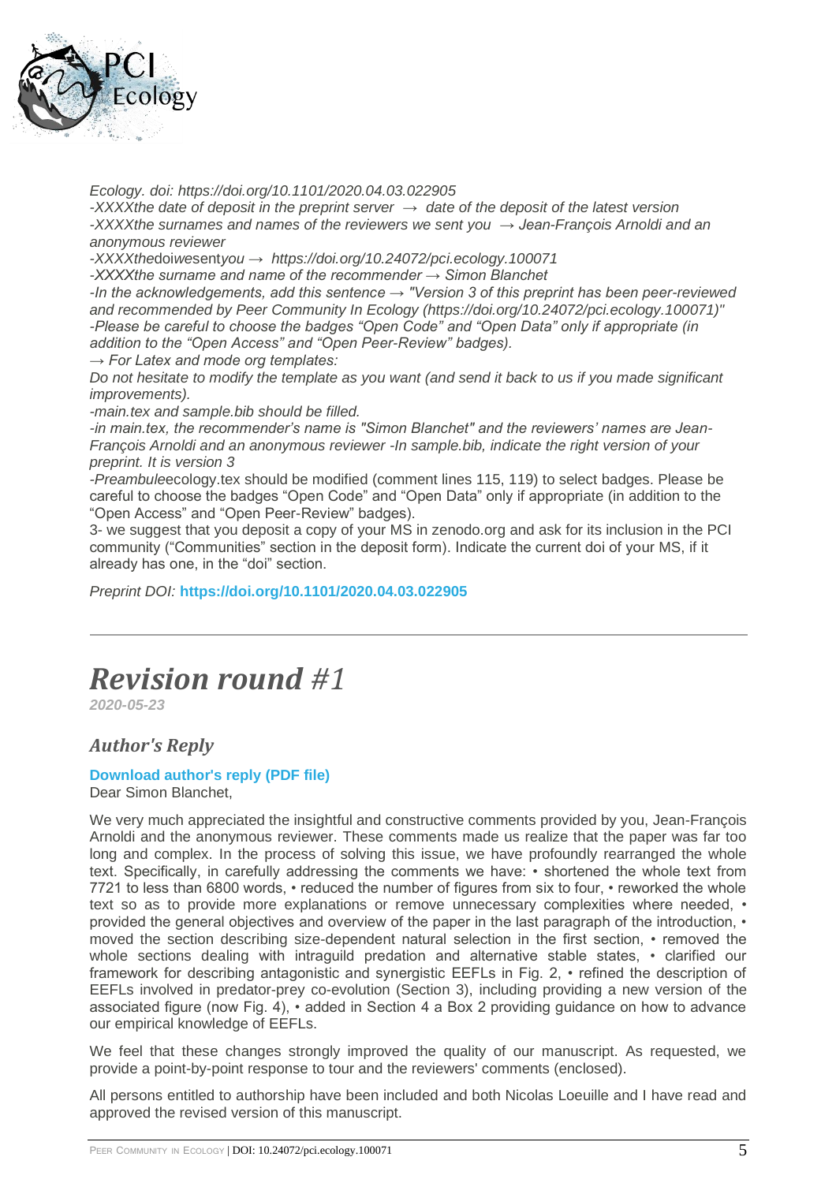*Ecology. doi: https://doi.org/10.1101/2020.04.03.022905*

*-XXXXthe date of deposit in the preprint server → date of the deposit of the latest version*

*-XXXXthe surnames and names of the reviewers we sent you → Jean-François Arnoldi and an anonymous reviewer*

*-XXXXthedoiwesentyou → https://doi.org/10.24072/pci.ecology.100071*

*-XXXXthe surname and name of the recommender → Simon Blanchet*

*-In the acknowledgements, add this sentence → "Version 3 of this preprint has been peer-reviewed and recommended by Peer Community In Ecology (https://doi.org/10.24072/pci.ecology.100071)"*

*-Please be careful to choose the badges "Open Code" and "Open Data" only if appropriate (in addition to the "Open Access" and "Open Peer-Review" badges).*

*→ For Latex and mode org templates:*

*Do not hesitate to modify the template as you want (and send it back to us if you made significant improvements).*

*-main.tex and sample.bib should be filled.*

*-in main.tex, the recommender's name is "Simon Blanchet" and the reviewers' names are Jean-François Arnoldi and an anonymous reviewer -In sample.bib, indicate the right version of your preprint. It is version 3*

-*Preambule*ecology.tex should be modified (comment lines 115, 119) to select badges. Please be careful to choose the badges "Open Code" and "Open Data" only if appropriate (in addition to the "Open Access" and "Open Peer-Review" badges).

3- we suggest that you deposit a copy of your MS in zenodo.org and ask for its inclusion in the PCI community ("Communities" section in the deposit form). Indicate the current doi of your MS, if it already has one, in the "doi" section.

*Preprint DOI:* **https://doi.org/10.1101/2020.04.03.022905**

---

# *Revision round #1*

***2020-05-23***

## *Author's Reply*

**Download author's reply (PDF file)**

Dear Simon Blanchet,

We very much appreciated the insightful and constructive comments provided by you, Jean-François Arnoldi and the anonymous reviewer. These comments made us realize that the paper was far too long and complex. In the process of solving this issue, we have profoundly rearranged the whole text. Specifically, in carefully addressing the comments we have: • shortened the whole text from 7721 to less than 6800 words, • reduced the number of figures from six to four, • reworked the whole text so as to provide more explanations or remove unnecessary complexities where needed, • provided the general objectives and overview of the paper in the last paragraph of the introduction, • moved the section describing size-dependent natural selection in the first section, • removed the whole sections dealing with intraguild predation and alternative stable states, • clarified our framework for describing antagonistic and synergistic EEFLs in Fig. 2, • refined the description of EEFLs involved in predator-prey co-evolution (Section 3), including providing a new version of the associated figure (now Fig. 4), • added in Section 4 a Box 2 providing guidance on how to advance our empirical knowledge of EEFLs.

We feel that these changes strongly improved the quality of our manuscript. As requested, we provide a point-by-point response to tour and the reviewers' comments (enclosed).

All persons entitled to authorship have been included and both Nicolas Loeuille and I have read and approved the revised version of this manuscript.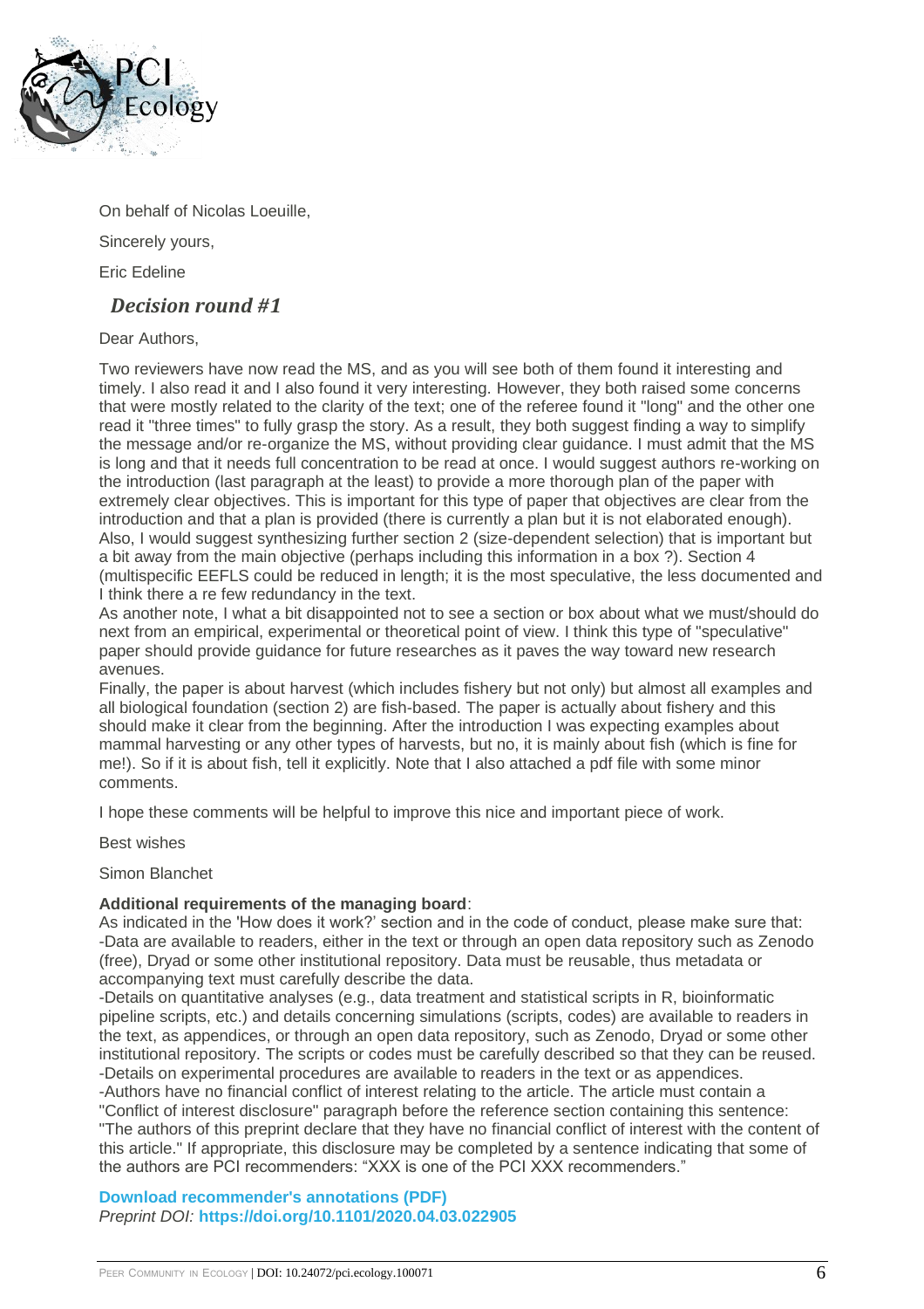On behalf of Nicolas Loeuille,

Sincerely yours,

Eric Edeline

## *Decision round #1*

Dear Authors,

Two reviewers have now read the MS, and as you will see both of them found it interesting and timely. I also read it and I also found it very interesting. However, they both raised some concerns that were mostly related to the clarity of the text; one of the referee found it "long" and the other one read it "three times" to fully grasp the story. As a result, they both suggest finding a way to simplify the message and/or re-organize the MS, without providing clear guidance. I must admit that the MS is long and that it needs full concentration to be read at once. I would suggest authors re-working on the introduction (last paragraph at the least) to provide a more thorough plan of the paper with extremely clear objectives. This is important for this type of paper that objectives are clear from the introduction and that a plan is provided (there is currently a plan but it is not elaborated enough). Also, I would suggest synthesizing further section 2 (size-dependent selection) that is important but a bit away from the main objective (perhaps including this information in a box ?). Section 4 (multispecific EEFLS could be reduced in length; it is the most speculative, the less documented and I think there a re few redundancy in the text.

As another note, I what a bit disappointed not to see a section or box about what we must/should do next from an empirical, experimental or theoretical point of view. I think this type of "speculative" paper should provide guidance for future researches as it paves the way toward new research avenues.

Finally, the paper is about harvest (which includes fishery but not only) but almost all examples and all biological foundation (section 2) are fish-based. The paper is actually about fishery and this should make it clear from the beginning. After the introduction I was expecting examples about mammal harvesting or any other types of harvests, but no, it is mainly about fish (which is fine for me!). So if it is about fish, tell it explicitly. Note that I also attached a pdf file with some minor comments.

I hope these comments will be helpful to improve this nice and important piece of work.

Best wishes

Simon Blanchet

**Additional requirements of the managing board**:

As indicated in the 'How does it work?' section and in the code of conduct, please make sure that:
-Data are available to readers, either in the text or through an open data repository such as Zenodo (free), Dryad or some other institutional repository. Data must be reusable, thus metadata or accompanying text must carefully describe the data.
-Details on quantitative analyses (e.g., data treatment and statistical scripts in R, bioinformatic pipeline scripts, etc.) and details concerning simulations (scripts, codes) are available to readers in the text, as appendices, or through an open data repository, such as Zenodo, Dryad or some other institutional repository. The scripts or codes must be carefully described so that they can be reused.
-Details on experimental procedures are available to readers in the text or as appendices.
-Authors have no financial conflict of interest relating to the article. The article must contain a "Conflict of interest disclosure" paragraph before the reference section containing this sentence: "The authors of this preprint declare that they have no financial conflict of interest with the content of this article." If appropriate, this disclosure may be completed by a sentence indicating that some of the authors are PCI recommenders: "XXX is one of the PCI XXX recommenders."

**Download recommender's annotations (PDF)**
*Preprint DOI:* **https://doi.org/10.1101/2020.04.03.022905**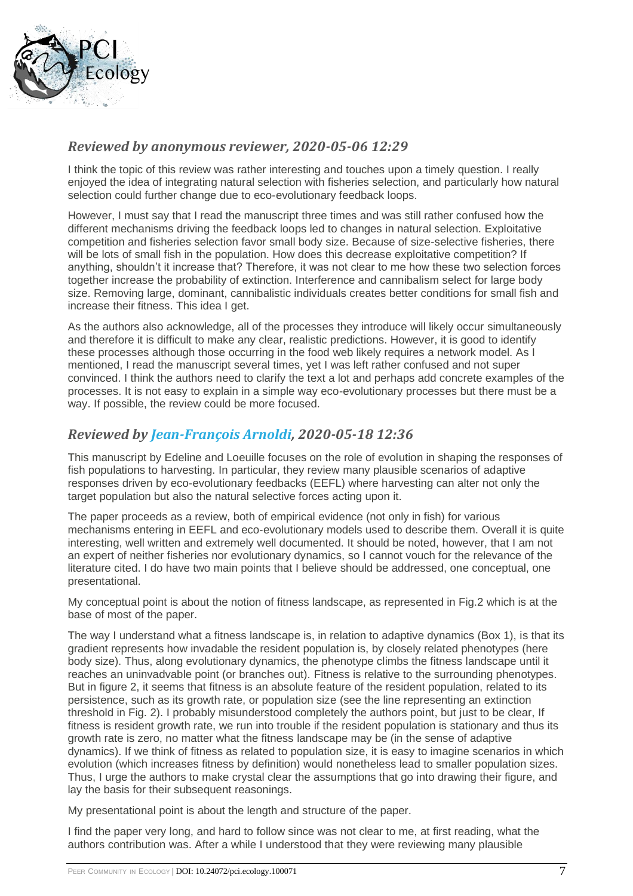## *Reviewed by anonymous reviewer, 2020-05-06 12:29*

I think the topic of this review was rather interesting and touches upon a timely question. I really enjoyed the idea of integrating natural selection with fisheries selection, and particularly how natural selection could further change due to eco-evolutionary feedback loops.

However, I must say that I read the manuscript three times and was still rather confused how the different mechanisms driving the feedback loops led to changes in natural selection. Exploitative competition and fisheries selection favor small body size. Because of size-selective fisheries, there will be lots of small fish in the population. How does this decrease exploitative competition? If anything, shouldn't it increase that? Therefore, it was not clear to me how these two selection forces together increase the probability of extinction. Interference and cannibalism select for large body size. Removing large, dominant, cannibalistic individuals creates better conditions for small fish and increase their fitness. This idea I get.

As the authors also acknowledge, all of the processes they introduce will likely occur simultaneously and therefore it is difficult to make any clear, realistic predictions. However, it is good to identify these processes although those occurring in the food web likely requires a network model. As I mentioned, I read the manuscript several times, yet I was left rather confused and not super convinced. I think the authors need to clarify the text a lot and perhaps add concrete examples of the processes. It is not easy to explain in a simple way eco-evolutionary processes but there must be a way. If possible, the review could be more focused.

## *Reviewed by Jean-François Arnoldi, 2020-05-18 12:36*

This manuscript by Edeline and Loeuille focuses on the role of evolution in shaping the responses of fish populations to harvesting. In particular, they review many plausible scenarios of adaptive responses driven by eco-evolutionary feedbacks (EEFL) where harvesting can alter not only the target population but also the natural selective forces acting upon it.

The paper proceeds as a review, both of empirical evidence (not only in fish) for various mechanisms entering in EEFL and eco-evolutionary models used to describe them. Overall it is quite interesting, well written and extremely well documented. It should be noted, however, that I am not an expert of neither fisheries nor evolutionary dynamics, so I cannot vouch for the relevance of the literature cited. I do have two main points that I believe should be addressed, one conceptual, one presentational.

My conceptual point is about the notion of fitness landscape, as represented in Fig.2 which is at the base of most of the paper.

The way I understand what a fitness landscape is, in relation to adaptive dynamics (Box 1), is that its gradient represents how invadable the resident population is, by closely related phenotypes (here body size). Thus, along evolutionary dynamics, the phenotype climbs the fitness landscape until it reaches an uninvadvable point (or branches out). Fitness is relative to the surrounding phenotypes. But in figure 2, it seems that fitness is an absolute feature of the resident population, related to its persistence, such as its growth rate, or population size (see the line representing an extinction threshold in Fig. 2). I probably misunderstood completely the authors point, but just to be clear, If fitness is resident growth rate, we run into trouble if the resident population is stationary and thus its growth rate is zero, no matter what the fitness landscape may be (in the sense of adaptive dynamics). If we think of fitness as related to population size, it is easy to imagine scenarios in which evolution (which increases fitness by definition) would nonetheless lead to smaller population sizes. Thus, I urge the authors to make crystal clear the assumptions that go into drawing their figure, and lay the basis for their subsequent reasonings.

My presentational point is about the length and structure of the paper.

I find the paper very long, and hard to follow since was not clear to me, at first reading, what the authors contribution was. After a while I understood that they were reviewing many plausible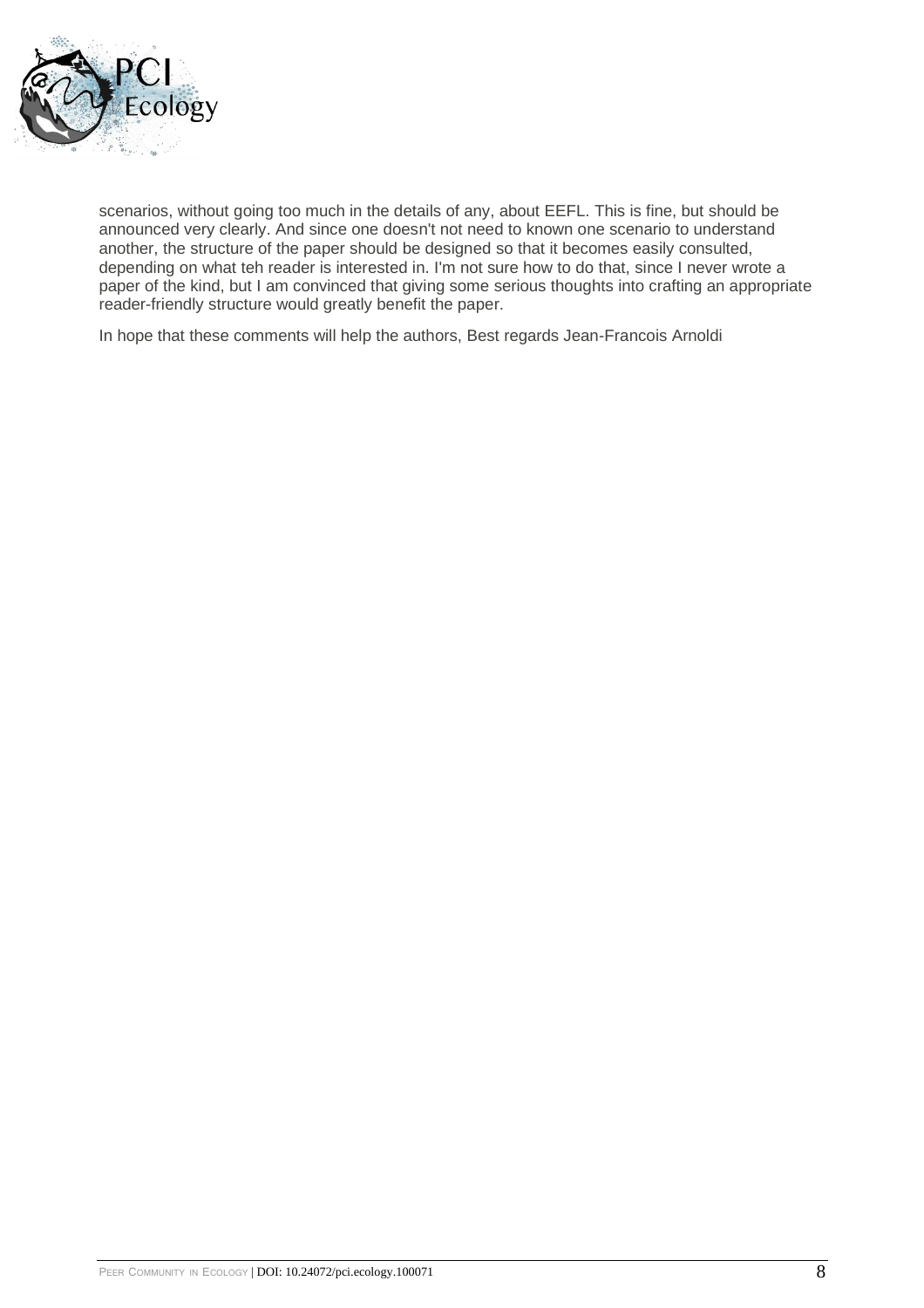scenarios, without going too much in the details of any, about EEFL. This is fine, but should be announced very clearly. And since one doesn't not need to known one scenario to understand another, the structure of the paper should be designed so that it becomes easily consulted, depending on what teh reader is interested in. I'm not sure how to do that, since I never wrote a paper of the kind, but I am convinced that giving some serious thoughts into crafting an appropriate reader-friendly structure would greatly benefit the paper.

In hope that these comments will help the authors, Best regards Jean-Francois Arnoldi